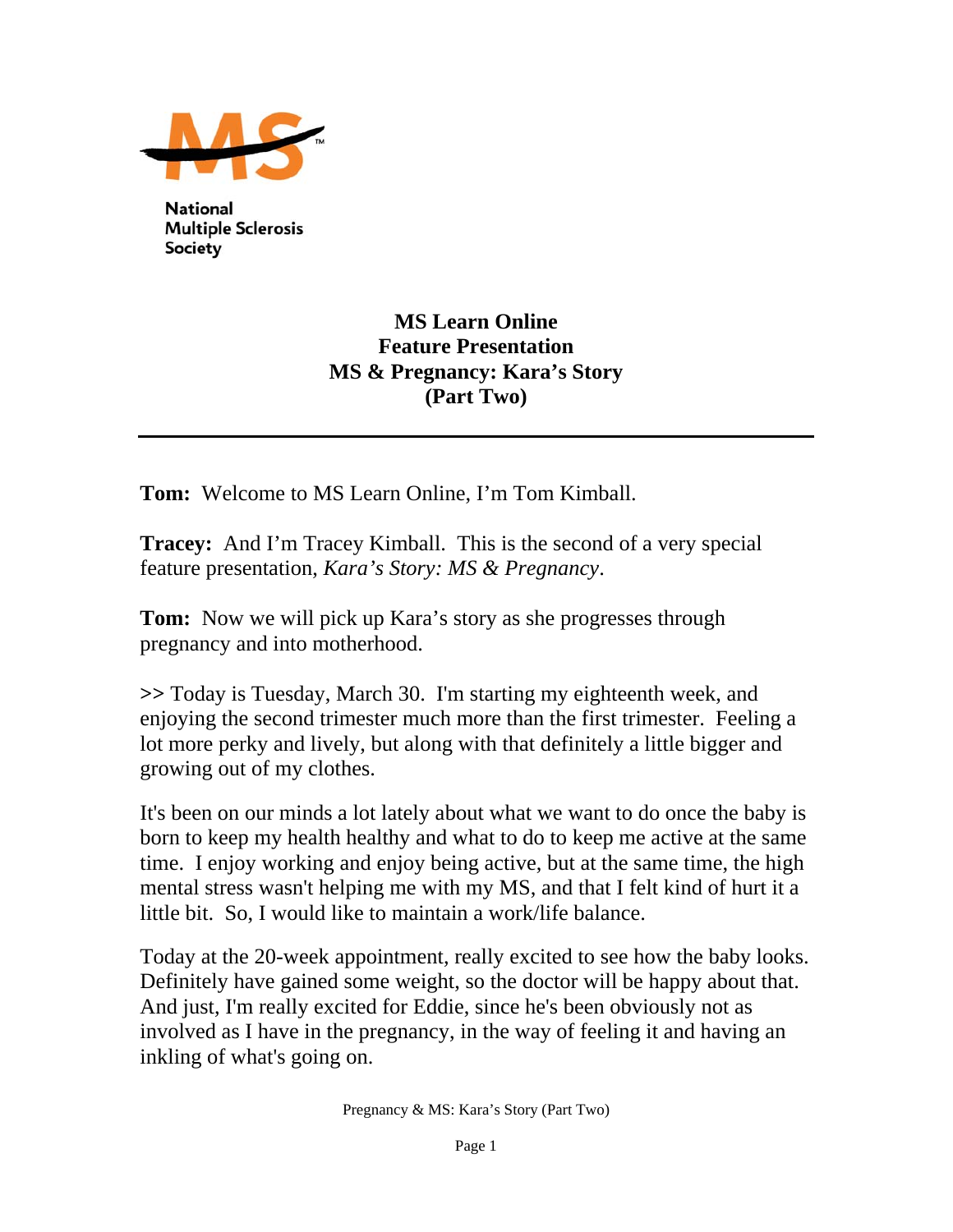National Multiple Sclerosis Society

# MS Learn Online
# Feature Presentation
# MS & Pregnancy: Kara's Story
# (Part Two)

---

**Tom:** Welcome to MS Learn Online, I'm Tom Kimball.

**Tracey:** And I'm Tracey Kimball. This is the second of a very special feature presentation, *Kara's Story: MS & Pregnancy*.

**Tom:** Now we will pick up Kara's story as she progresses through pregnancy and into motherhood.

>> Today is Tuesday, March 30. I'm starting my eighteenth week, and enjoying the second trimester much more than the first trimester. Feeling a lot more perky and lively, but along with that definitely a little bigger and growing out of my clothes.

It's been on our minds a lot lately about what we want to do once the baby is born to keep my health healthy and what to do to keep me active at the same time. I enjoy working and enjoy being active, but at the same time, the high mental stress wasn't helping me with my MS, and that I felt kind of hurt it a little bit. So, I would like to maintain a work/life balance.

Today at the 20-week appointment, really excited to see how the baby looks. Definitely have gained some weight, so the doctor will be happy about that. And just, I'm really excited for Eddie, since he's been obviously not as involved as I have in the pregnancy, in the way of feeling it and having an inkling of what's going on.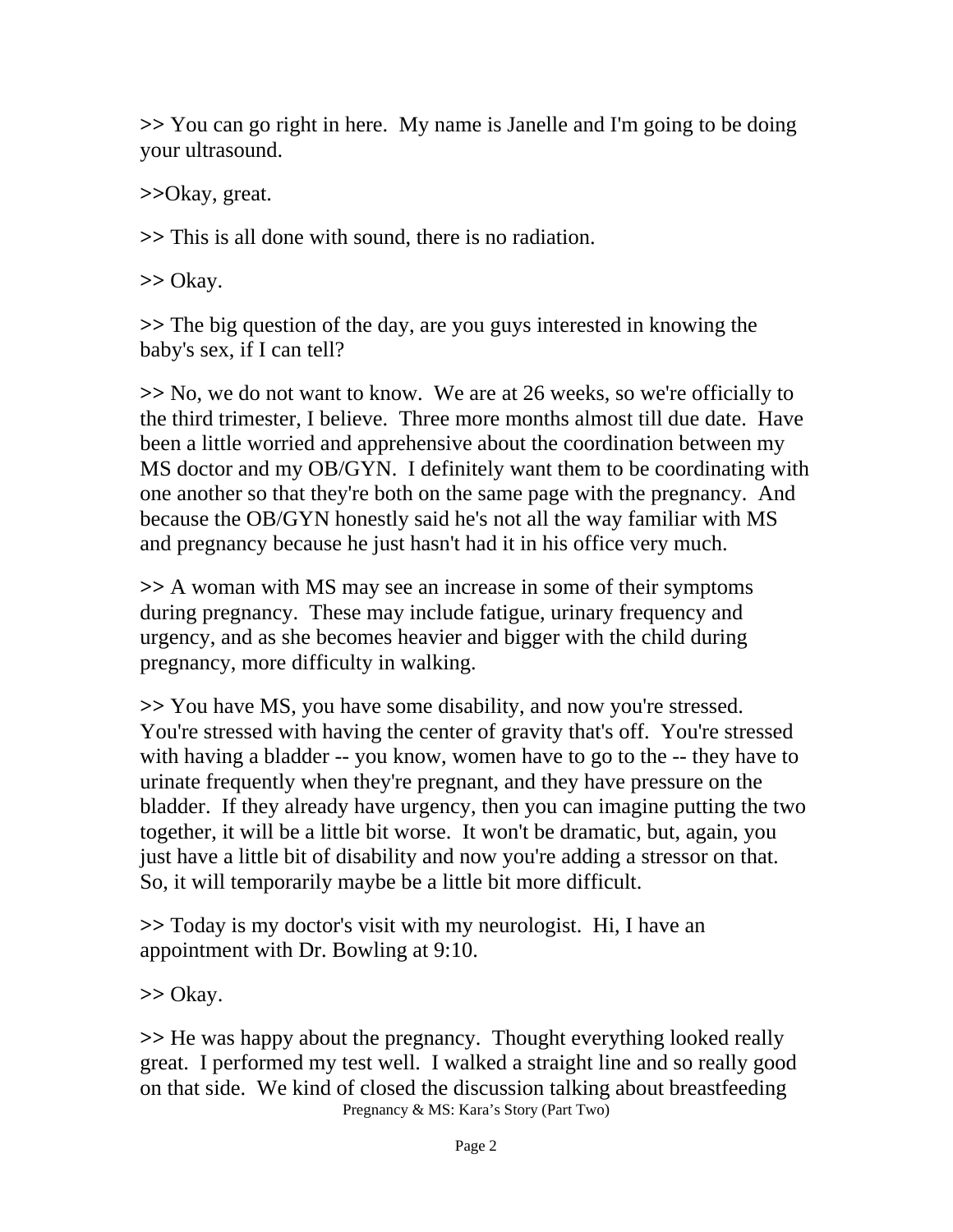>> You can go right in here.  My name is Janelle and I'm going to be doing your ultrasound.

>>Okay, great.

>> This is all done with sound, there is no radiation.

>> Okay.

>> The big question of the day, are you guys interested in knowing the baby's sex, if I can tell?

>> No, we do not want to know.  We are at 26 weeks, so we're officially to the third trimester, I believe.  Three more months almost till due date.  Have been a little worried and apprehensive about the coordination between my MS doctor and my OB/GYN.  I definitely want them to be coordinating with one another so that they're both on the same page with the pregnancy.  And because the OB/GYN honestly said he's not all the way familiar with MS and pregnancy because he just hasn't had it in his office very much.

>> A woman with MS may see an increase in some of their symptoms during pregnancy.  These may include fatigue, urinary frequency and urgency, and as she becomes heavier and bigger with the child during pregnancy, more difficulty in walking.

>> You have MS, you have some disability, and now you're stressed.  You're stressed with having the center of gravity that's off.  You're stressed with having a bladder -- you know, women have to go to the -- they have to urinate frequently when they're pregnant, and they have pressure on the bladder.  If they already have urgency, then you can imagine putting the two together, it will be a little bit worse.  It won't be dramatic, but, again, you just have a little bit of disability and now you're adding a stressor on that.  So, it will temporarily maybe be a little bit more difficult.

>> Today is my doctor's visit with my neurologist.  Hi, I have an appointment with Dr. Bowling at 9:10.

>> Okay.

>> He was happy about the pregnancy.  Thought everything looked really great.  I performed my test well.  I walked a straight line and so really good on that side.  We kind of closed the discussion talking about breastfeeding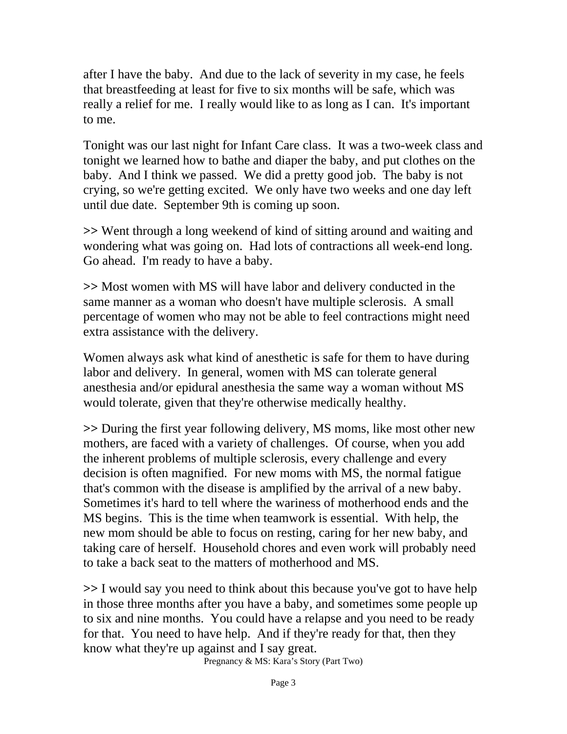after I have the baby. And due to the lack of severity in my case, he feels that breastfeeding at least for five to six months will be safe, which was really a relief for me. I really would like to as long as I can. It's important to me.

Tonight was our last night for Infant Care class. It was a two-week class and tonight we learned how to bathe and diaper the baby, and put clothes on the baby. And I think we passed. We did a pretty good job. The baby is not crying, so we're getting excited. We only have two weeks and one day left until due date. September 9th is coming up soon.

>> Went through a long weekend of kind of sitting around and waiting and wondering what was going on. Had lots of contractions all week-end long. Go ahead. I'm ready to have a baby.

>> Most women with MS will have labor and delivery conducted in the same manner as a woman who doesn't have multiple sclerosis. A small percentage of women who may not be able to feel contractions might need extra assistance with the delivery.

Women always ask what kind of anesthetic is safe for them to have during labor and delivery. In general, women with MS can tolerate general anesthesia and/or epidural anesthesia the same way a woman without MS would tolerate, given that they're otherwise medically healthy.

>> During the first year following delivery, MS moms, like most other new mothers, are faced with a variety of challenges. Of course, when you add the inherent problems of multiple sclerosis, every challenge and every decision is often magnified. For new moms with MS, the normal fatigue that's common with the disease is amplified by the arrival of a new baby. Sometimes it's hard to tell where the wariness of motherhood ends and the MS begins. This is the time when teamwork is essential. With help, the new mom should be able to focus on resting, caring for her new baby, and taking care of herself. Household chores and even work will probably need to take a back seat to the matters of motherhood and MS.

>> I would say you need to think about this because you've got to have help in those three months after you have a baby, and sometimes some people up to six and nine months. You could have a relapse and you need to be ready for that. You need to have help. And if they're ready for that, then they know what they're up against and I say great.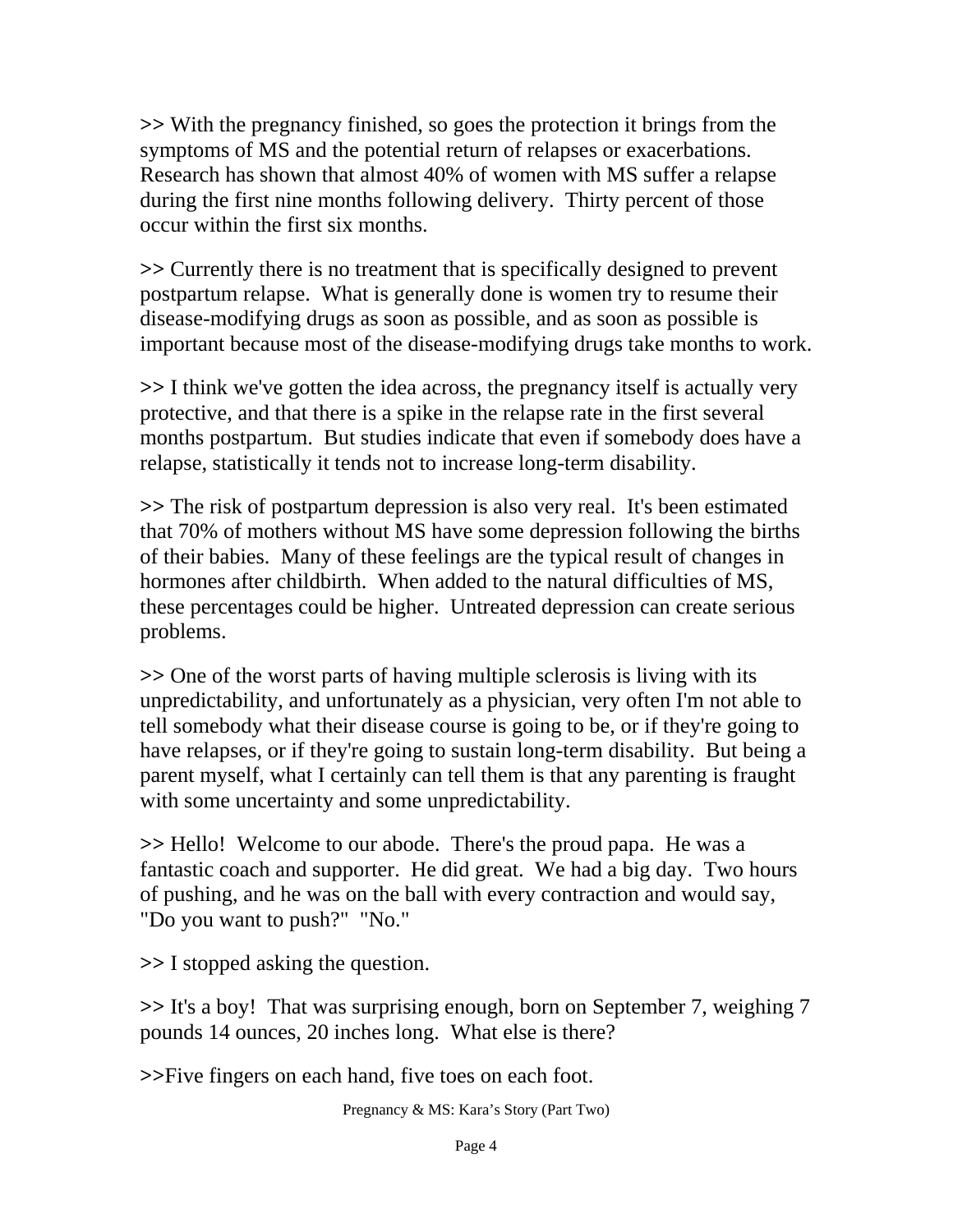>> With the pregnancy finished, so goes the protection it brings from the symptoms of MS and the potential return of relapses or exacerbations. Research has shown that almost 40% of women with MS suffer a relapse during the first nine months following delivery.  Thirty percent of those occur within the first six months.

>> Currently there is no treatment that is specifically designed to prevent postpartum relapse.  What is generally done is women try to resume their disease-modifying drugs as soon as possible, and as soon as possible is important because most of the disease-modifying drugs take months to work.

>> I think we've gotten the idea across, the pregnancy itself is actually very protective, and that there is a spike in the relapse rate in the first several months postpartum.  But studies indicate that even if somebody does have a relapse, statistically it tends not to increase long-term disability.

>> The risk of postpartum depression is also very real.  It's been estimated that 70% of mothers without MS have some depression following the births of their babies.  Many of these feelings are the typical result of changes in hormones after childbirth.  When added to the natural difficulties of MS, these percentages could be higher.  Untreated depression can create serious problems.

>> One of the worst parts of having multiple sclerosis is living with its unpredictability, and unfortunately as a physician, very often I'm not able to tell somebody what their disease course is going to be, or if they're going to have relapses, or if they're going to sustain long-term disability.  But being a parent myself, what I certainly can tell them is that any parenting is fraught with some uncertainty and some unpredictability.

>> Hello!  Welcome to our abode.  There's the proud papa.  He was a fantastic coach and supporter.  He did great.  We had a big day.  Two hours of pushing, and he was on the ball with every contraction and would say, "Do you want to push?"  "No."

>> I stopped asking the question.

>> It's a boy!  That was surprising enough, born on September 7, weighing 7 pounds 14 ounces, 20 inches long.  What else is there?

>>Five fingers on each hand, five toes on each foot.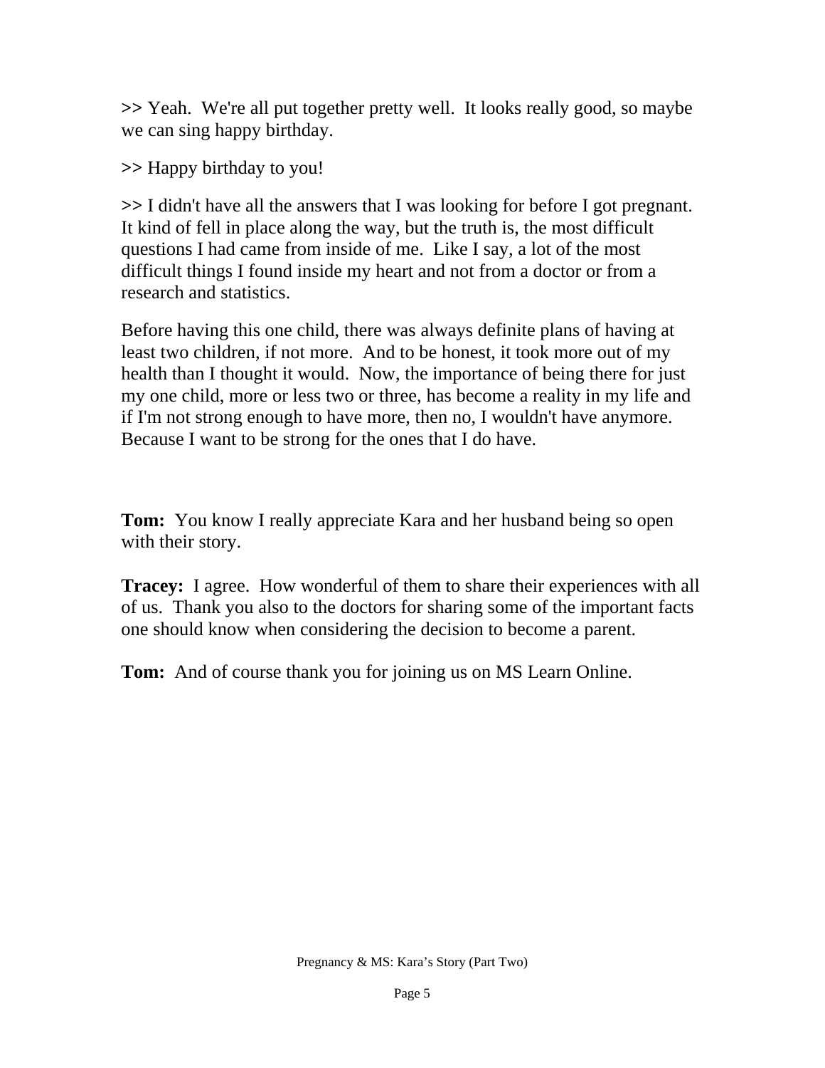**>>** Yeah. We're all put together pretty well. It looks really good, so maybe we can sing happy birthday.

**>>** Happy birthday to you!

**>>** I didn't have all the answers that I was looking for before I got pregnant. It kind of fell in place along the way, but the truth is, the most difficult questions I had came from inside of me. Like I say, a lot of the most difficult things I found inside my heart and not from a doctor or from a research and statistics.

Before having this one child, there was always definite plans of having at least two children, if not more. And to be honest, it took more out of my health than I thought it would. Now, the importance of being there for just my one child, more or less two or three, has become a reality in my life and if I'm not strong enough to have more, then no, I wouldn't have anymore. Because I want to be strong for the ones that I do have.

**Tom:** You know I really appreciate Kara and her husband being so open with their story.

**Tracey:** I agree. How wonderful of them to share their experiences with all of us. Thank you also to the doctors for sharing some of the important facts one should know when considering the decision to become a parent.

**Tom:** And of course thank you for joining us on MS Learn Online.